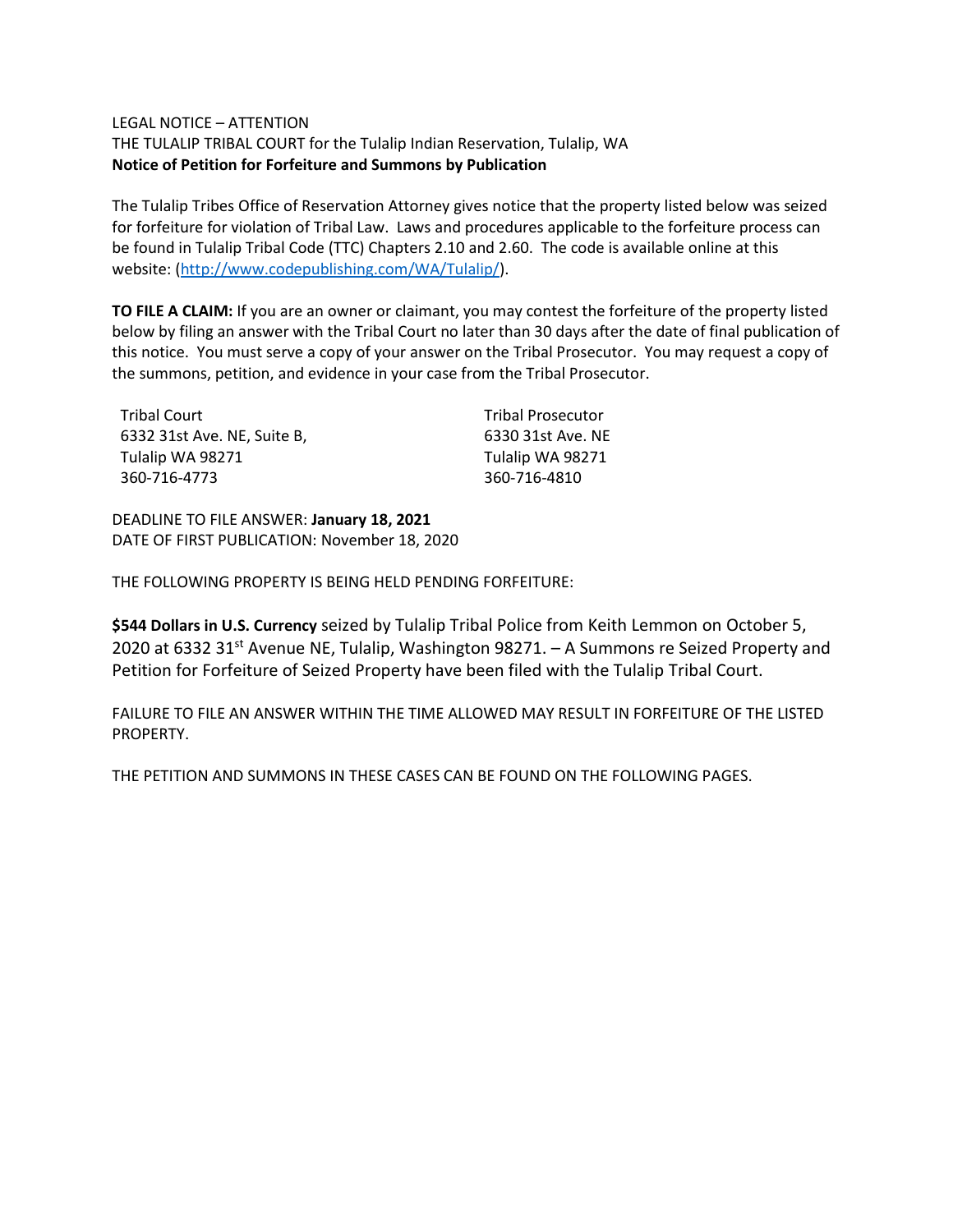LEGAL NOTICE – ATTENTION

THE TULALIP TRIBAL COURT for the Tulalip Indian Reservation, Tulalip, WA

**Notice of Petition for Forfeiture and Summons by Publication**

The Tulalip Tribes Office of Reservation Attorney gives notice that the property listed below was seized for forfeiture for violation of Tribal Law. Laws and procedures applicable to the forfeiture process can be found in Tulalip Tribal Code (TTC) Chapters 2.10 and 2.60. The code is available online at this website: (http://www.codepublishing.com/WA/Tulalip/).

**TO FILE A CLAIM:** If you are an owner or claimant, you may contest the forfeiture of the property listed below by filing an answer with the Tribal Court no later than 30 days after the date of final publication of this notice. You must serve a copy of your answer on the Tribal Prosecutor. You may request a copy of the summons, petition, and evidence in your case from the Tribal Prosecutor.

Tribal Court
6332 31st Ave. NE, Suite B,
Tulalip WA 98271
360-716-4773

Tribal Prosecutor
6330 31st Ave. NE
Tulalip WA 98271
360-716-4810

DEADLINE TO FILE ANSWER: **January 18, 2021**
DATE OF FIRST PUBLICATION: November 18, 2020

THE FOLLOWING PROPERTY IS BEING HELD PENDING FORFEITURE:

**$544 Dollars in U.S. Currency** seized by Tulalip Tribal Police from Keith Lemmon on October 5, 2020 at 6332 31st Avenue NE, Tulalip, Washington 98271. – A Summons re Seized Property and Petition for Forfeiture of Seized Property have been filed with the Tulalip Tribal Court.

FAILURE TO FILE AN ANSWER WITHIN THE TIME ALLOWED MAY RESULT IN FORFEITURE OF THE LISTED PROPERTY.

THE PETITION AND SUMMONS IN THESE CASES CAN BE FOUND ON THE FOLLOWING PAGES.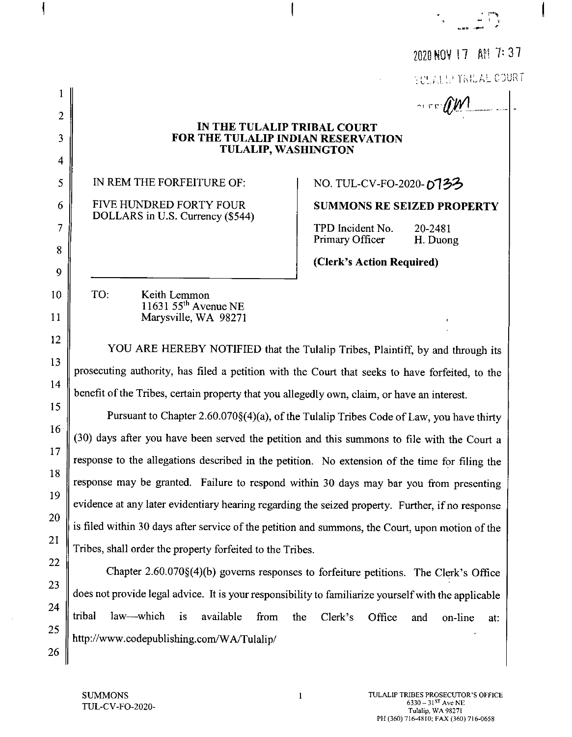2020 NOV 17 AM 7:37

TULALIP TRIBAL COURT

# IN THE TULALIP TRIBAL COURT FOR THE TULALIP INDIAN RESERVATION TULALIP, WASHINGTON

IN REM THE FORFEITURE OF:

FIVE HUNDRED FORTY FOUR DOLLARS in U.S. Currency ($544)

NO. TUL-CV-FO-2020-0733

**SUMMONS RE SEIZED PROPERTY**

TPD Incident No. 20-2481
Primary Officer H. Duong

**(Clerk's Action Required)**

TO: Keith Lemmon
11631 55th Avenue NE
Marysville, WA 98271

YOU ARE HEREBY NOTIFIED that the Tulalip Tribes, Plaintiff, by and through its prosecuting authority, has filed a petition with the Court that seeks to have forfeited, to the benefit of the Tribes, certain property that you allegedly own, claim, or have an interest.

Pursuant to Chapter 2.60.070§(4)(a), of the Tulalip Tribes Code of Law, you have thirty (30) days after you have been served the petition and this summons to file with the Court a response to the allegations described in the petition. No extension of the time for filing the response may be granted. Failure to respond within 30 days may bar you from presenting evidence at any later evidentiary hearing regarding the seized property. Further, if no response is filed within 30 days after service of the petition and summons, the Court, upon motion of the Tribes, shall order the property forfeited to the Tribes.

Chapter 2.60.070§(4)(b) governs responses to forfeiture petitions. The Clerk's Office does not provide legal advice. It is your responsibility to familiarize yourself with the applicable tribal law—which is available from the Clerk's Office and on-line at: http://www.codepublishing.com/WA/Tulalip/

SUMMONS
TUL-CV-FO-2020-

TULALIP TRIBES PROSECUTOR'S OFFICE
6330 – 31ST Ave NE
Tulalip, WA 98271
PH (360) 716-4810; FAX (360) 716-0658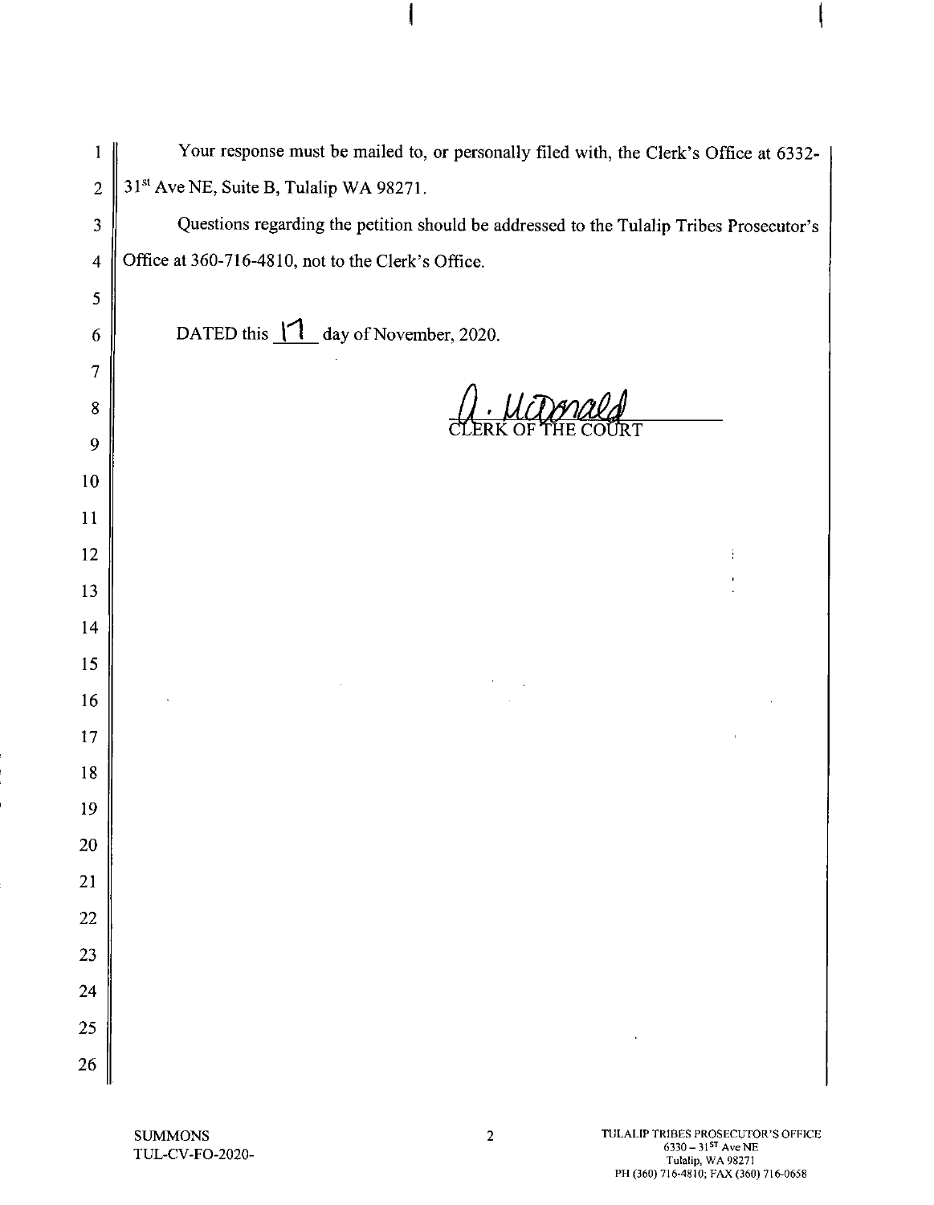Your response must be mailed to, or personally filed with, the Clerk's Office at 6332-31st Ave NE, Suite B, Tulalip WA 98271.

Questions regarding the petition should be addressed to the Tulalip Tribes Prosecutor's Office at 360-716-4810, not to the Clerk's Office.

DATED this 17 day of November, 2020.

A. McDonald
CLERK OF THE COURT

SUMMONS
TUL-CV-FO-2020-

TULALIP TRIBES PROSECUTOR'S OFFICE
6330 – 31ST Ave NE
Tulalip, WA 98271
PH (360) 716-4810; FAX (360) 716-0658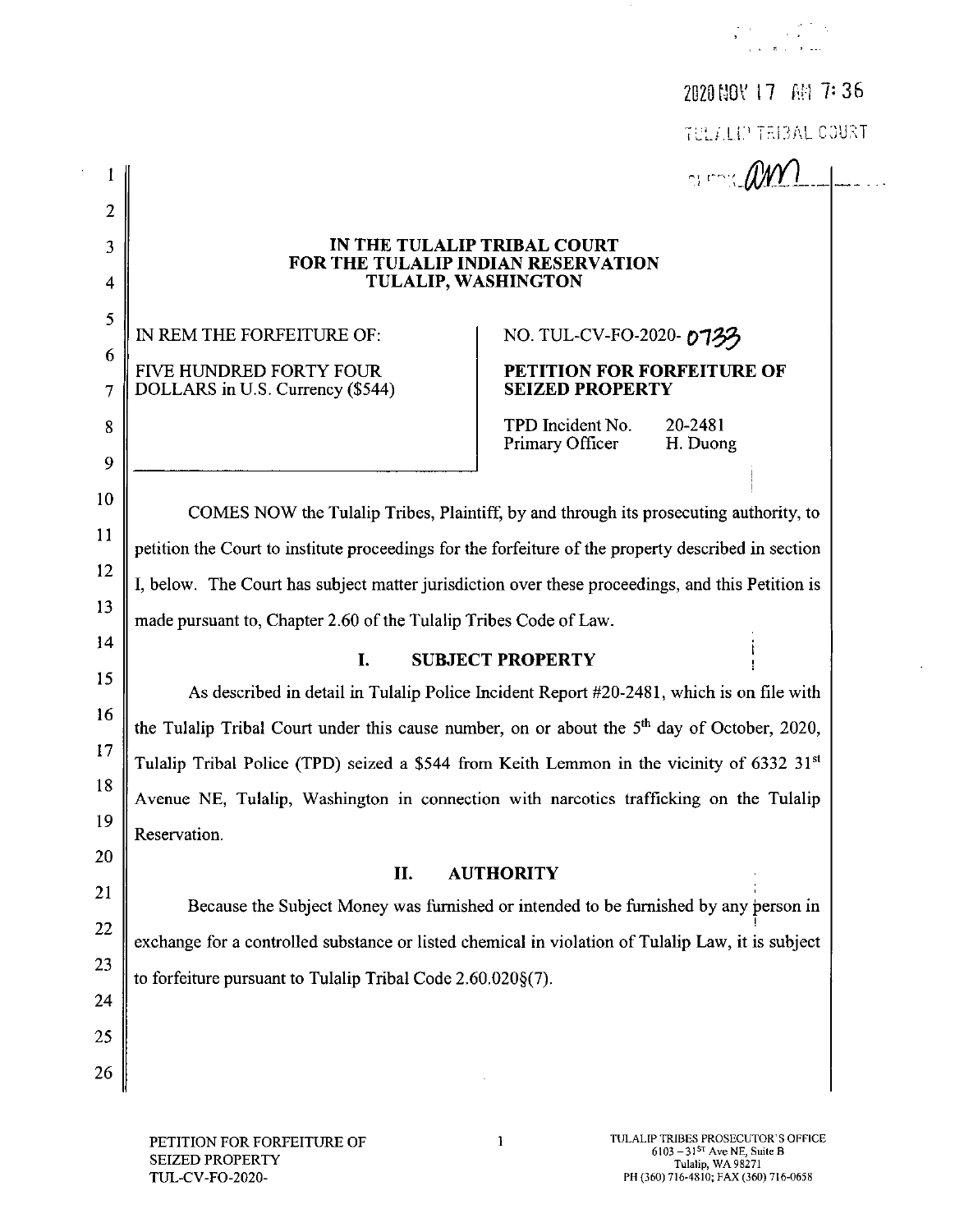2020 NOV 17 AM 7:36

TULALIP TRIBAL COURT

CLERK AM

**IN THE TULALIP TRIBAL COURT**
**FOR THE TULALIP INDIAN RESERVATION**
**TULALIP, WASHINGTON**

IN REM THE FORFEITURE OF:

FIVE HUNDRED FORTY FOUR DOLLARS in U.S. Currency ($544)

NO. TUL-CV-FO-2020- 0733

**PETITION FOR FORFEITURE OF SEIZED PROPERTY**

TPD Incident No. 20-2481
Primary Officer H. Duong

COMES NOW the Tulalip Tribes, Plaintiff, by and through its prosecuting authority, to petition the Court to institute proceedings for the forfeiture of the property described in section I, below. The Court has subject matter jurisdiction over these proceedings, and this Petition is made pursuant to, Chapter 2.60 of the Tulalip Tribes Code of Law.

## I. SUBJECT PROPERTY

As described in detail in Tulalip Police Incident Report #20-2481, which is on file with the Tulalip Tribal Court under this cause number, on or about the 5th day of October, 2020, Tulalip Tribal Police (TPD) seized a $544 from Keith Lemmon in the vicinity of 6332 31st Avenue NE, Tulalip, Washington in connection with narcotics trafficking on the Tulalip Reservation.

## II. AUTHORITY

Because the Subject Money was furnished or intended to be furnished by any person in exchange for a controlled substance or listed chemical in violation of Tulalip Law, it is subject to forfeiture pursuant to Tulalip Tribal Code 2.60.020§(7).

PETITION FOR FORFEITURE OF SEIZED PROPERTY
TUL-CV-FO-2020-

TULALIP TRIBES PROSECUTOR'S OFFICE
6103 – 31ST Ave NE, Suite B
Tulalip, WA 98271
PH (360) 716-4810; FAX (360) 716-0658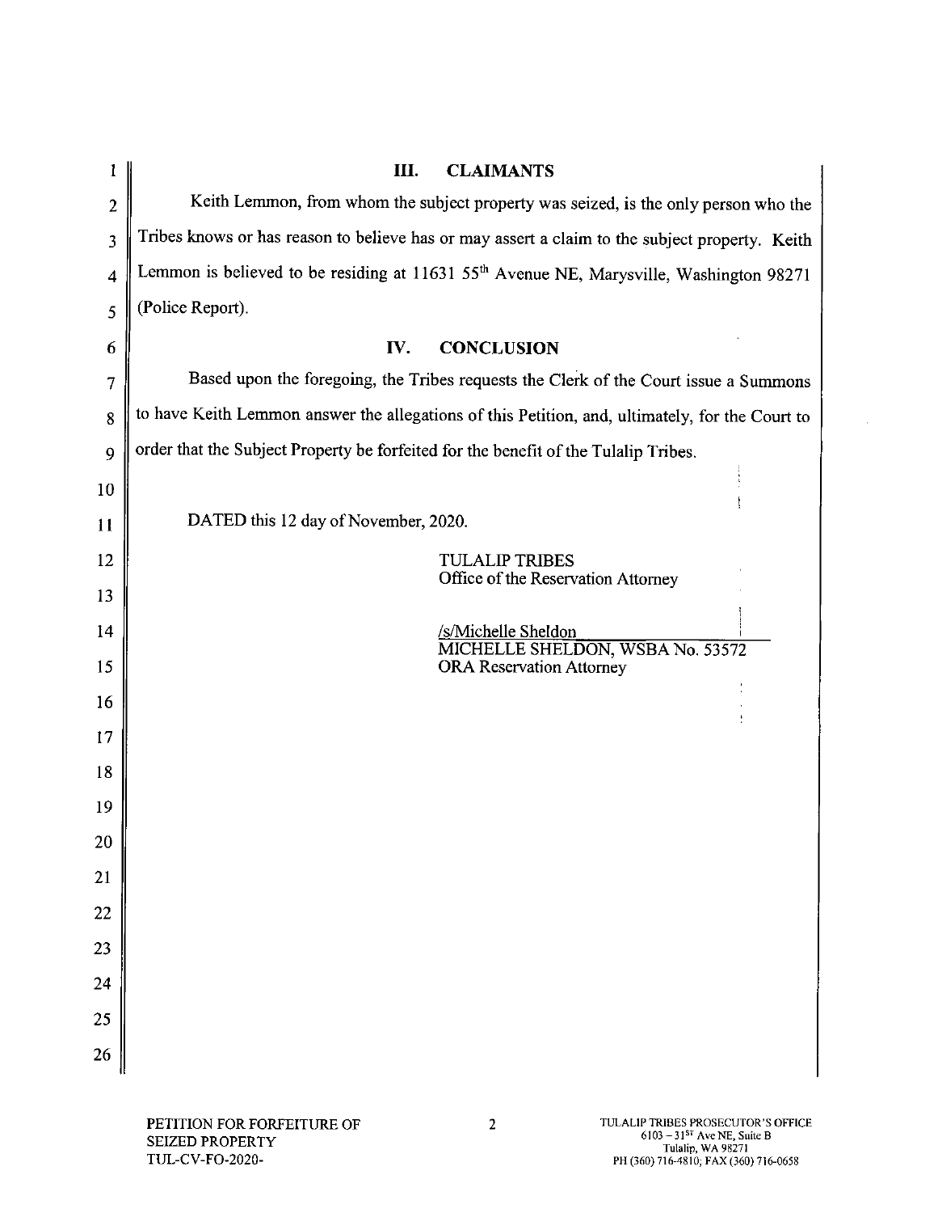## III. CLAIMANTS

Keith Lemmon, from whom the subject property was seized, is the only person who the Tribes knows or has reason to believe has or may assert a claim to the subject property. Keith Lemmon is believed to be residing at 11631 55th Avenue NE, Marysville, Washington 98271 (Police Report).

## IV. CONCLUSION

Based upon the foregoing, the Tribes requests the Clerk of the Court issue a Summons to have Keith Lemmon answer the allegations of this Petition, and, ultimately, for the Court to order that the Subject Property be forfeited for the benefit of the Tulalip Tribes.

DATED this 12 day of November, 2020.

TULALIP TRIBES
Office of the Reservation Attorney

/s/Michelle Sheldon
MICHELLE SHELDON, WSBA No. 53572
ORA Reservation Attorney